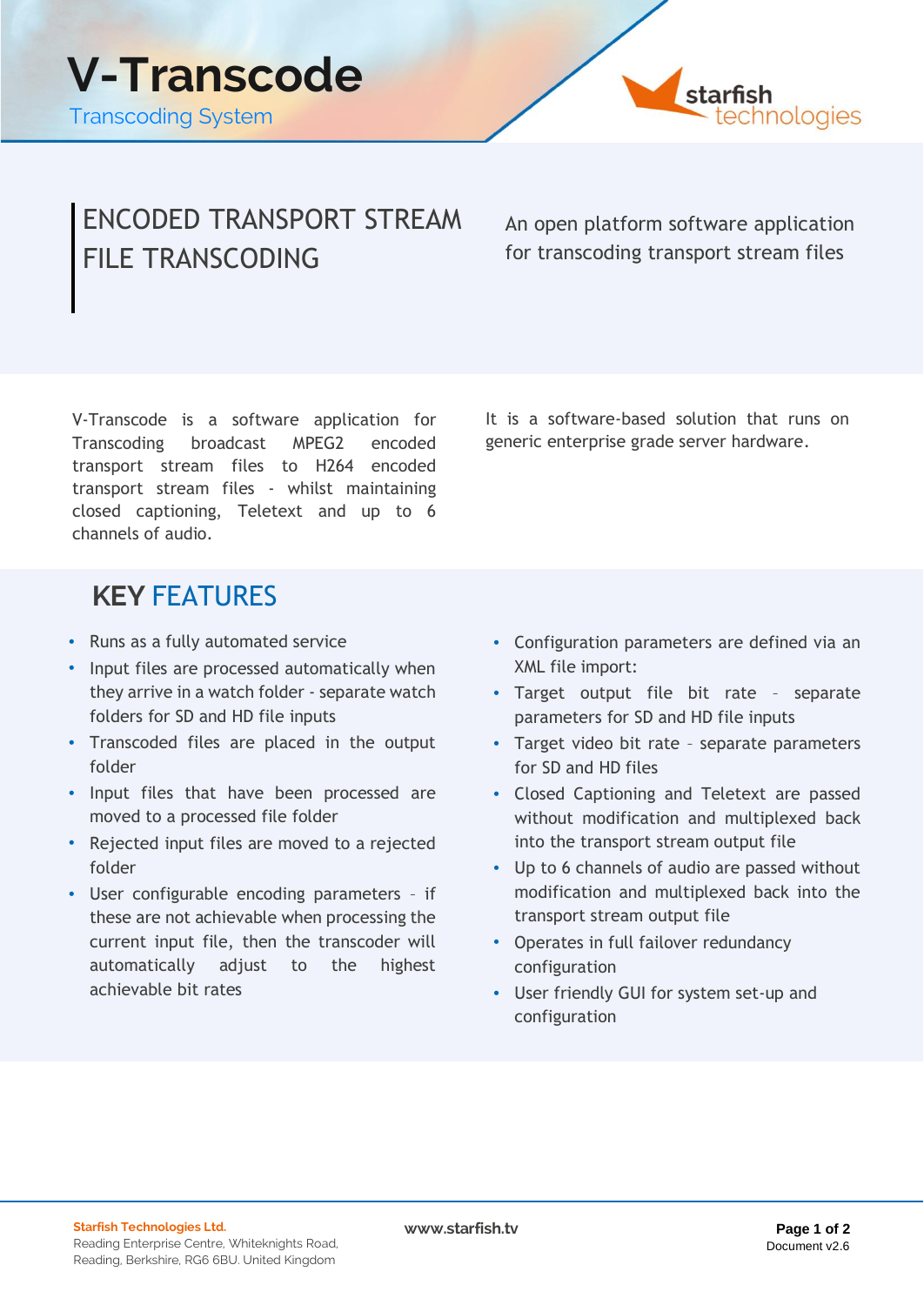# V-Transcode

Transcoding System

starfish technologies

## ENCODED TRANSPORT STREAM FILE TRANSCODING

An open platform software application for transcoding transport stream files

V-Transcode is a software application for Transcoding broadcast MPEG2 encoded transport stream files to H264 encoded transport stream files - whilst maintaining closed captioning, Teletext and up to 6 channels of audio.

It is a software-based solution that runs on generic enterprise grade server hardware.

## KEY FEATURES

- Runs as a fully automated service
- Input files are processed automatically when they arrive in a watch folder - separate watch folders for SD and HD file inputs
- Transcoded files are placed in the output folder
- Input files that have been processed are moved to a processed file folder
- Rejected input files are moved to a rejected folder
- User configurable encoding parameters – if these are not achievable when processing the current input file, then the transcoder will automatically adjust to the highest achievable bit rates
- Configuration parameters are defined via an XML file import:
- Target output file bit rate – separate parameters for SD and HD file inputs
- Target video bit rate – separate parameters for SD and HD files
- Closed Captioning and Teletext are passed without modification and multiplexed back into the transport stream output file
- Up to 6 channels of audio are passed without modification and multiplexed back into the transport stream output file
- Operates in full failover redundancy configuration
- User friendly GUI for system set-up and configuration

**Starfish Technologies Ltd.**
Reading Enterprise Centre, Whiteknights Road, Reading, Berkshire, RG6 6BU. United Kingdom

www.starfish.tv

Document v2.6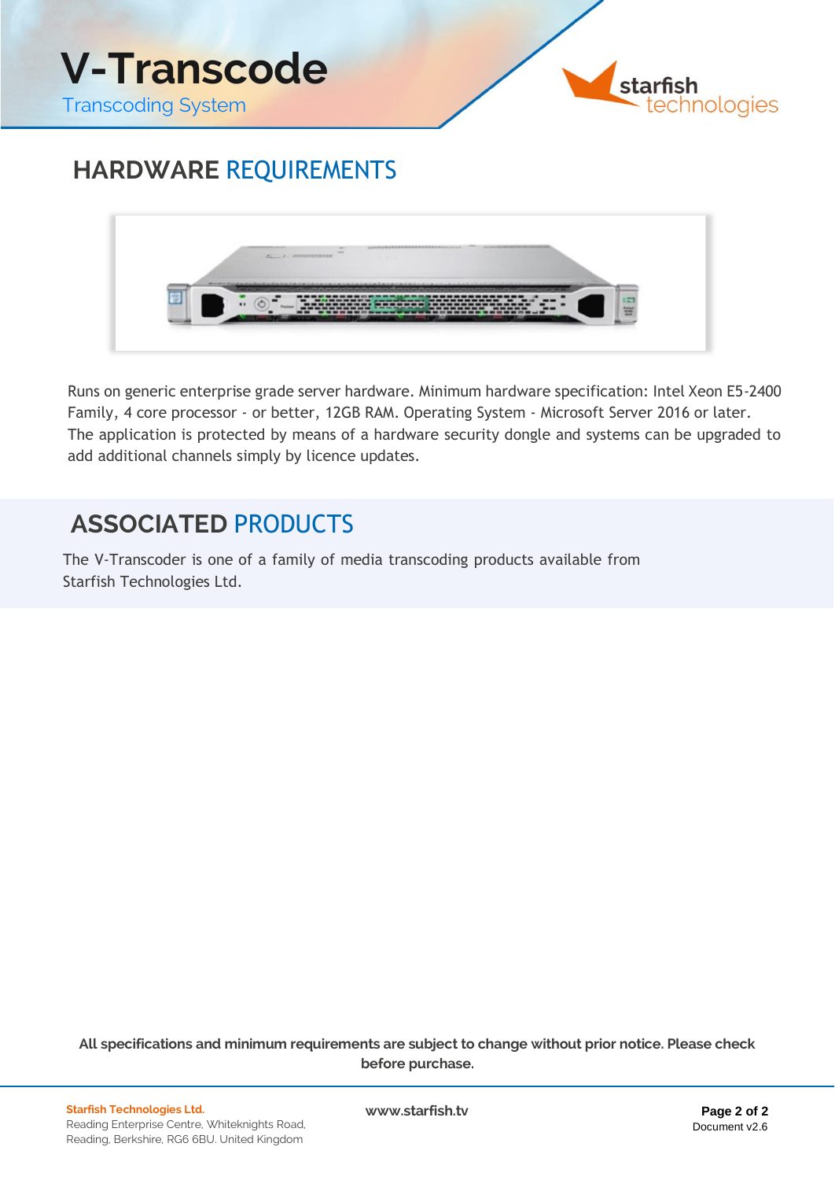# V-Transcode

Transcoding System

## HARDWARE REQUIREMENTS

Runs on generic enterprise grade server hardware. Minimum hardware specification: Intel Xeon E5-2400 Family, 4 core processor - or better, 12GB RAM. Operating System - Microsoft Server 2016 or later. The application is protected by means of a hardware security dongle and systems can be upgraded to add additional channels simply by licence updates.

## ASSOCIATED PRODUCTS

The V-Transcoder is one of a family of media transcoding products available from Starfish Technologies Ltd.

**All specifications and minimum requirements are subject to change without prior notice. Please check before purchase.**

**Starfish Technologies Ltd.**
Reading Enterprise Centre, Whiteknights Road, Reading, Berkshire, RG6 6BU. United Kingdom

**www.starfish.tv**

Document v2.6